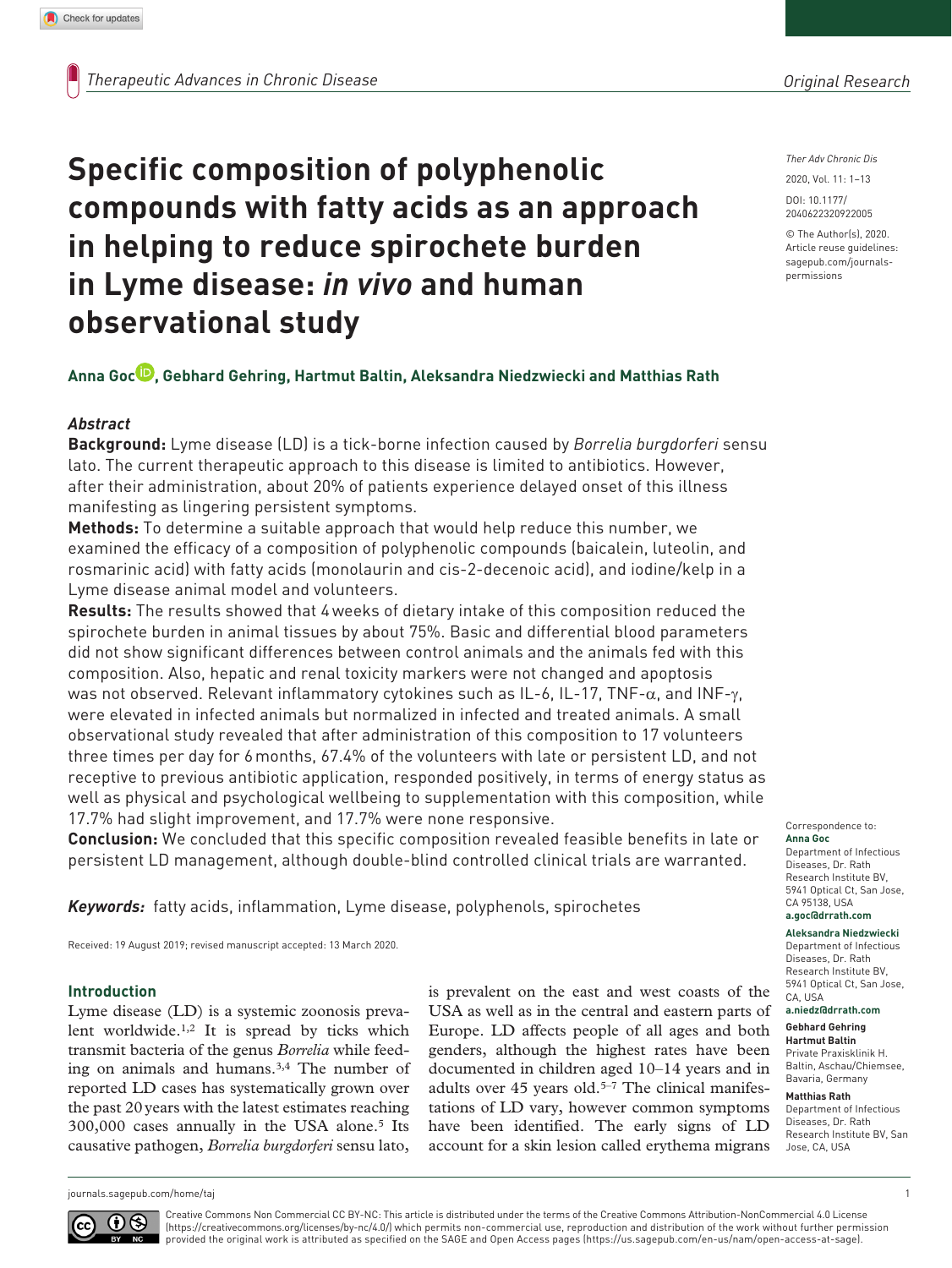*Original Research*

# Specific composition of polyphenolic compounds with fatty acids as an approach in helping to reduce spirochete burden in Lyme disease: *in vivo* and human observational study

Ther Adv Chronic Dis

2020, Vol. 11: 1–13

DOI: 10.1177/2040622320922005

© The Author(s), 2020. Article reuse guidelines: sagepub.com/journals-permissions

**Anna Goc, Gebhard Gehring, Hartmut Baltin, Aleksandra Niedzwiecki and Matthias Rath**

### Abstract

**Background:** Lyme disease (LD) is a tick-borne infection caused by *Borrelia burgdorferi* sensu lato. The current therapeutic approach to this disease is limited to antibiotics. However, after their administration, about 20% of patients experience delayed onset of this illness manifesting as lingering persistent symptoms.

**Methods:** To determine a suitable approach that would help reduce this number, we examined the efficacy of a composition of polyphenolic compounds (baicalein, luteolin, and rosmarinic acid) with fatty acids (monolaurin and cis-2-decenoic acid), and iodine/kelp in a Lyme disease animal model and volunteers.

**Results:** The results showed that 4 weeks of dietary intake of this composition reduced the spirochete burden in animal tissues by about 75%. Basic and differential blood parameters did not show significant differences between control animals and the animals fed with this composition. Also, hepatic and renal toxicity markers were not changed and apoptosis was not observed. Relevant inflammatory cytokines such as IL-6, IL-17, TNF-α, and INF-γ, were elevated in infected animals but normalized in infected and treated animals. A small observational study revealed that after administration of this composition to 17 volunteers three times per day for 6 months, 67.4% of the volunteers with late or persistent LD, and not receptive to previous antibiotic application, responded positively, in terms of energy status as well as physical and psychological wellbeing to supplementation with this composition, while 17.7% had slight improvement, and 17.7% were none responsive.

**Conclusion:** We concluded that this specific composition revealed feasible benefits in late or persistent LD management, although double-blind controlled clinical trials are warranted.

***Keywords:*** fatty acids, inflammation, Lyme disease, polyphenols, spirochetes

Received: 19 August 2019; revised manuscript accepted: 13 March 2020.

Correspondence to:
**Anna Goc**
Department of Infectious Diseases, Dr. Rath Research Institute BV, 5941 Optical Ct, San Jose, CA 95138, USA
**a.goc@drrath.com**

**Aleksandra Niedzwiecki**
Department of Infectious Diseases, Dr. Rath Research Institute BV, 5941 Optical Ct, San Jose, CA, USA
**a.niedz@drrath.com**

**Gebhard Gehring**
**Hartmut Baltin**
Private Praxisklinik H. Baltin, Aschau/Chiemsee, Bavaria, Germany

**Matthias Rath**
Department of Infectious Diseases, Dr. Rath Research Institute BV, San Jose, CA, USA

## Introduction

Lyme disease (LD) is a systemic zoonosis prevalent worldwide.[1,2] It is spread by ticks which transmit bacteria of the genus *Borrelia* while feeding on animals and humans.[3,4] The number of reported LD cases has systematically grown over the past 20 years with the latest estimates reaching 300,000 cases annually in the USA alone.[5] Its causative pathogen, *Borrelia burgdorferi* sensu lato, is prevalent on the east and west coasts of the USA as well as in the central and eastern parts of Europe. LD affects people of all ages and both genders, although the highest rates have been documented in children aged 10–14 years and in adults over 45 years old.[5–7] The clinical manifestations of LD vary, however common symptoms have been identified. The early signs of LD account for a skin lesion called erythema migrans

Creative Commons Non Commercial CC BY-NC: This article is distributed under the terms of the Creative Commons Attribution-NonCommercial 4.0 License (https://creativecommons.org/licenses/by-nc/4.0/) which permits non-commercial use, reproduction and distribution of the work without further permission provided the original work is attributed as specified on the SAGE and Open Access pages (https://us.sagepub.com/en-us/nam/open-access-at-sage).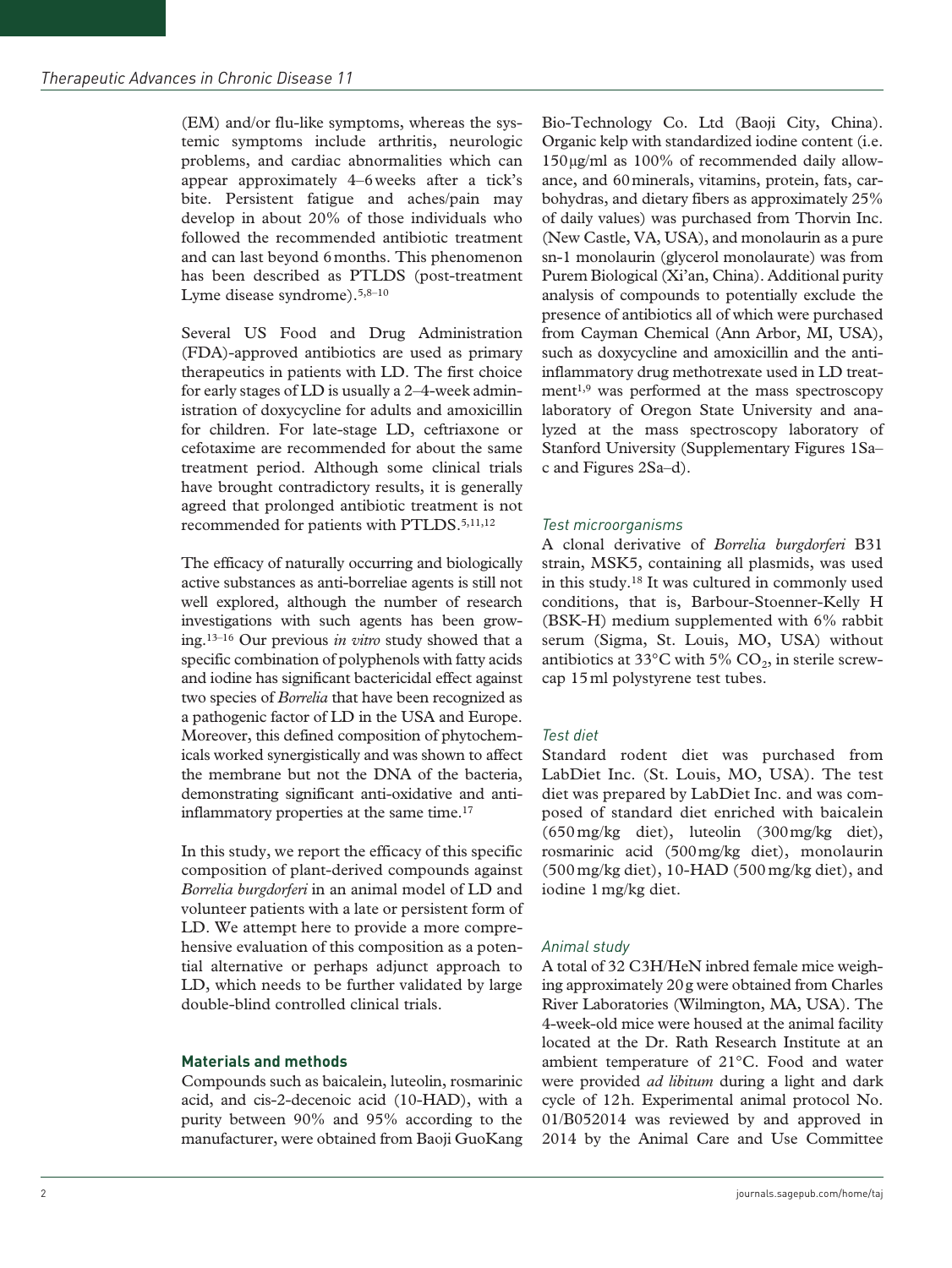(EM) and/or flu-like symptoms, whereas the systemic symptoms include arthritis, neurologic problems, and cardiac abnormalities which can appear approximately 4–6 weeks after a tick's bite. Persistent fatigue and aches/pain may develop in about 20% of those individuals who followed the recommended antibiotic treatment and can last beyond 6 months. This phenomenon has been described as PTLDS (post-treatment Lyme disease syndrome).[5,8–10]

Several US Food and Drug Administration (FDA)-approved antibiotics are used as primary therapeutics in patients with LD. The first choice for early stages of LD is usually a 2–4-week administration of doxycycline for adults and amoxicillin for children. For late-stage LD, ceftriaxone or cefotaxime are recommended for about the same treatment period. Although some clinical trials have brought contradictory results, it is generally agreed that prolonged antibiotic treatment is not recommended for patients with PTLDS.[5,11,12]

The efficacy of naturally occurring and biologically active substances as anti-borreliae agents is still not well explored, although the number of research investigations with such agents has been growing.[13–16] Our previous *in vitro* study showed that a specific combination of polyphenols with fatty acids and iodine has significant bactericidal effect against two species of *Borrelia* that have been recognized as a pathogenic factor of LD in the USA and Europe. Moreover, this defined composition of phytochemicals worked synergistically and was shown to affect the membrane but not the DNA of the bacteria, demonstrating significant anti-oxidative and anti-inflammatory properties at the same time.[17]

In this study, we report the efficacy of this specific composition of plant-derived compounds against *Borrelia burgdorferi* in an animal model of LD and volunteer patients with a late or persistent form of LD. We attempt here to provide a more comprehensive evaluation of this composition as a potential alternative or perhaps adjunct approach to LD, which needs to be further validated by large double-blind controlled clinical trials.

## Materials and methods

Compounds such as baicalein, luteolin, rosmarinic acid, and cis-2-decenoic acid (10-HAD), with a purity between 90% and 95% according to the manufacturer, were obtained from Baoji GuoKang Bio-Technology Co. Ltd (Baoji City, China). Organic kelp with standardized iodine content (i.e. 150 μg/ml as 100% of recommended daily allowance, and 60 minerals, vitamins, protein, fats, carbohydras, and dietary fibers as approximately 25% of daily values) was purchased from Thorvin Inc. (New Castle, VA, USA), and monolaurin as a pure sn-1 monolaurin (glycerol monolaurate) was from Purem Biological (Xi'an, China). Additional purity analysis of compounds to potentially exclude the presence of antibiotics all of which were purchased from Cayman Chemical (Ann Arbor, MI, USA), such as doxycycline and amoxicillin and the anti-inflammatory drug methotrexate used in LD treatment[1,9] was performed at the mass spectroscopy laboratory of Oregon State University and analyzed at the mass spectroscopy laboratory of Stanford University (Supplementary Figures 1Sa–c and Figures 2Sa–d).

### Test microorganisms

A clonal derivative of *Borrelia burgdorferi* B31 strain, MSK5, containing all plasmids, was used in this study.[18] It was cultured in commonly used conditions, that is, Barbour-Stoenner-Kelly H (BSK-H) medium supplemented with 6% rabbit serum (Sigma, St. Louis, MO, USA) without antibiotics at 33°C with 5% $CO_2$, in sterile screw-cap 15 ml polystyrene test tubes.

### Test diet

Standard rodent diet was purchased from LabDiet Inc. (St. Louis, MO, USA). The test diet was prepared by LabDiet Inc. and was composed of standard diet enriched with baicalein (650 mg/kg diet), luteolin (300 mg/kg diet), rosmarinic acid (500 mg/kg diet), monolaurin (500 mg/kg diet), 10-HAD (500 mg/kg diet), and iodine 1 mg/kg diet.

### Animal study

A total of 32 C3H/HeN inbred female mice weighing approximately 20 g were obtained from Charles River Laboratories (Wilmington, MA, USA). The 4-week-old mice were housed at the animal facility located at the Dr. Rath Research Institute at an ambient temperature of 21°C. Food and water were provided *ad libitum* during a light and dark cycle of 12 h. Experimental animal protocol No. 01/B052014 was reviewed by and approved in 2014 by the Animal Care and Use Committee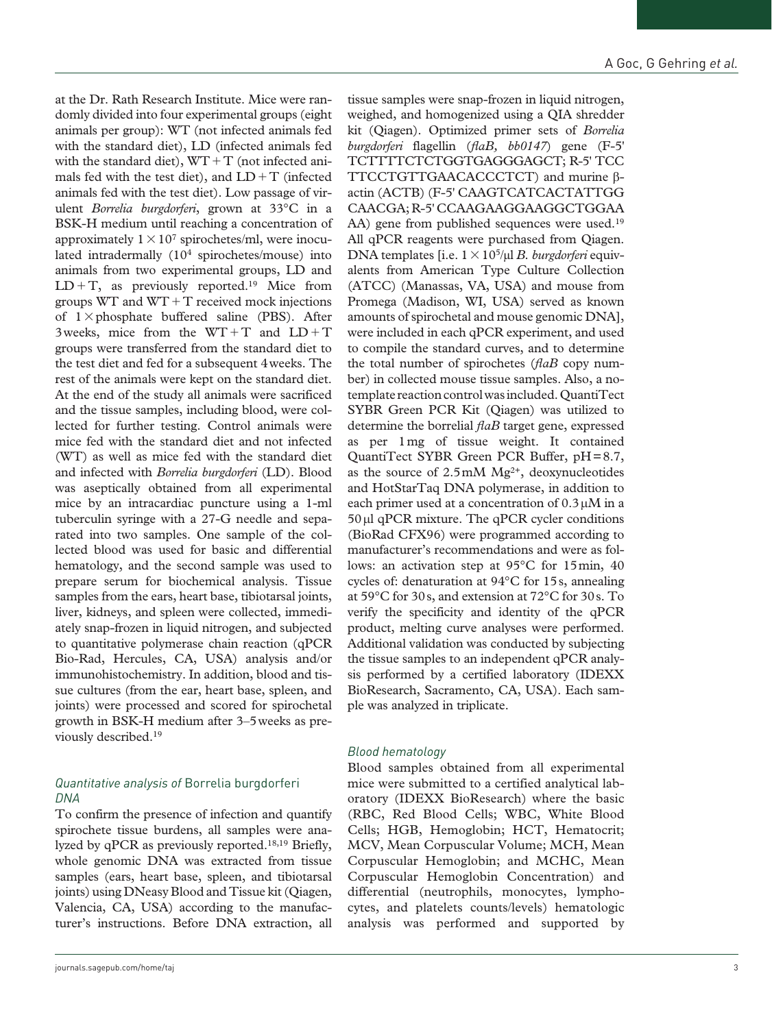at the Dr. Rath Research Institute. Mice were randomly divided into four experimental groups (eight animals per group): WT (not infected animals fed with the standard diet), LD (infected animals fed with the standard diet), WT + T (not infected animals fed with the test diet), and LD + T (infected animals fed with the test diet). Low passage of virulent *Borrelia burgdorferi*, grown at 33°C in a BSK-H medium until reaching a concentration of approximately $1 \times 10^7$ spirochetes/ml, were inoculated intradermally ($10^4$ spirochetes/mouse) into animals from two experimental groups, LD and LD + T, as previously reported.[19] Mice from groups WT and WT + T received mock injections of 1 × phosphate buffered saline (PBS). After 3 weeks, mice from the WT + T and LD + T groups were transferred from the standard diet to the test diet and fed for a subsequent 4 weeks. The rest of the animals were kept on the standard diet. At the end of the study all animals were sacrificed and the tissue samples, including blood, were collected for further testing. Control animals were mice fed with the standard diet and not infected (WT) as well as mice fed with the standard diet and infected with *Borrelia burgdorferi* (LD). Blood was aseptically obtained from all experimental mice by an intracardiac puncture using a 1-ml tuberculin syringe with a 27-G needle and separated into two samples. One sample of the collected blood was used for basic and differential hematology, and the second sample was used to prepare serum for biochemical analysis. Tissue samples from the ears, heart base, tibiotarsal joints, liver, kidneys, and spleen were collected, immediately snap-frozen in liquid nitrogen, and subjected to quantitative polymerase chain reaction (qPCR Bio-Rad, Hercules, CA, USA) analysis and/or immunohistochemistry. In addition, blood and tissue cultures (from the ear, heart base, spleen, and joints) were processed and scored for spirochetal growth in BSK-H medium after 3–5 weeks as previously described.[19]

### *Quantitative analysis of* Borrelia burgdorferi *DNA*

To confirm the presence of infection and quantify spirochete tissue burdens, all samples were analyzed by qPCR as previously reported.[18,19] Briefly, whole genomic DNA was extracted from tissue samples (ears, heart base, spleen, and tibiotarsal joints) using DNeasy Blood and Tissue kit (Qiagen, Valencia, CA, USA) according to the manufacturer's instructions. Before DNA extraction, all tissue samples were snap-frozen in liquid nitrogen, weighed, and homogenized using a QIA shredder kit (Qiagen). Optimized primer sets of *Borrelia burgdorferi* flagellin (*flaB, bb0147*) gene (F-5' TCTTTTCTCTGGTGAGGGAGCT; R-5' TCC TTCCTGTTGAACACCCTCT) and murine β-actin (ACTB) (F-5' CAAGTCATCACTATTGG CAACGA; R-5' CCAAGAAGGAAGGCTGGAA AA) gene from published sequences were used.[19] All qPCR reagents were purchased from Qiagen. DNA templates [i.e. $1 \times 10^5$/µl *B. burgdorferi* equivalents from American Type Culture Collection (ATCC) (Manassas, VA, USA) and mouse from Promega (Madison, WI, USA) served as known amounts of spirochetal and mouse genomic DNA], were included in each qPCR experiment, and used to compile the standard curves, and to determine the total number of spirochetes (*flaB* copy number) in collected mouse tissue samples. Also, a no-template reaction control was included. QuantiTect SYBR Green PCR Kit (Qiagen) was utilized to determine the borrelial *flaB* target gene, expressed as per 1 mg of tissue weight. It contained QuantiTect SYBR Green PCR Buffer, pH = 8.7, as the source of 2.5 mM $Mg^{2+}$, deoxynucleotides and HotStarTaq DNA polymerase, in addition to each primer used at a concentration of 0.3 µM in a 50 µl qPCR mixture. The qPCR cycler conditions (BioRad CFX96) were programmed according to manufacturer's recommendations and were as follows: an activation step at 95°C for 15 min, 40 cycles of: denaturation at 94°C for 15 s, annealing at 59°C for 30 s, and extension at 72°C for 30 s. To verify the specificity and identity of the qPCR product, melting curve analyses were performed. Additional validation was conducted by subjecting the tissue samples to an independent qPCR analysis performed by a certified laboratory (IDEXX BioResearch, Sacramento, CA, USA). Each sample was analyzed in triplicate.

### *Blood hematology*

Blood samples obtained from all experimental mice were submitted to a certified analytical laboratory (IDEXX BioResearch) where the basic (RBC, Red Blood Cells; WBC, White Blood Cells; HGB, Hemoglobin; HCT, Hematocrit; MCV, Mean Corpuscular Volume; MCH, Mean Corpuscular Hemoglobin; and MCHC, Mean Corpuscular Hemoglobin Concentration) and differential (neutrophils, monocytes, lymphocytes, and platelets counts/levels) hematologic analysis was performed and supported by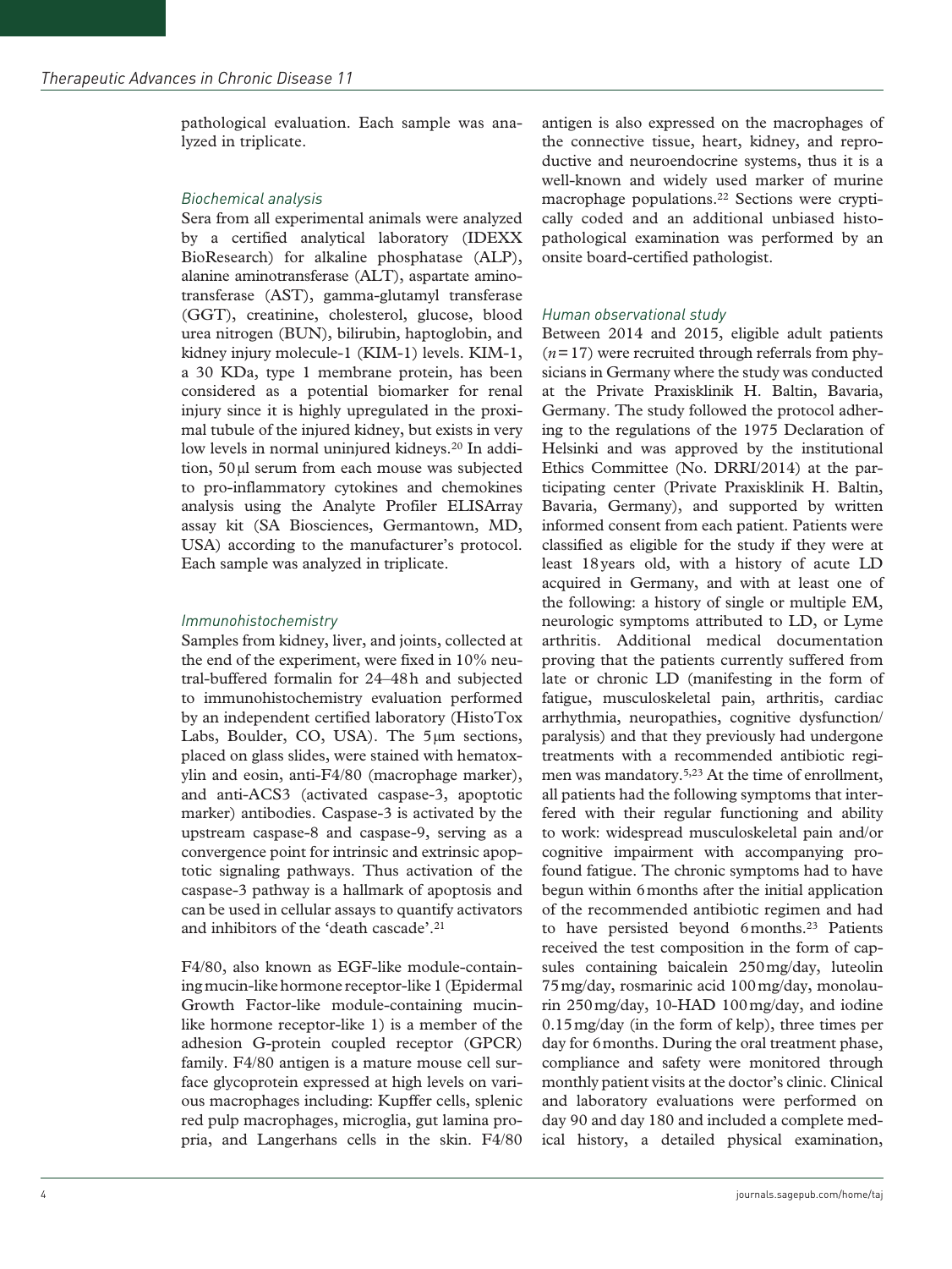pathological evaluation. Each sample was analyzed in triplicate.

### *Biochemical analysis*

Sera from all experimental animals were analyzed by a certified analytical laboratory (IDEXX BioResearch) for alkaline phosphatase (ALP), alanine aminotransferase (ALT), aspartate aminotransferase (AST), gamma-glutamyl transferase (GGT), creatinine, cholesterol, glucose, blood urea nitrogen (BUN), bilirubin, haptoglobin, and kidney injury molecule-1 (KIM-1) levels. KIM-1, a 30 KDa, type 1 membrane protein, has been considered as a potential biomarker for renal injury since it is highly upregulated in the proximal tubule of the injured kidney, but exists in very low levels in normal uninjured kidneys.[20] In addition, 50 µl serum from each mouse was subjected to pro-inflammatory cytokines and chemokines analysis using the Analyte Profiler ELISArray assay kit (SA Biosciences, Germantown, MD, USA) according to the manufacturer's protocol. Each sample was analyzed in triplicate.

### *Immunohistochemistry*

Samples from kidney, liver, and joints, collected at the end of the experiment, were fixed in 10% neutral-buffered formalin for 24–48 h and subjected to immunohistochemistry evaluation performed by an independent certified laboratory (HistoTox Labs, Boulder, CO, USA). The 5 µm sections, placed on glass slides, were stained with hematoxylin and eosin, anti-F4/80 (macrophage marker), and anti-ACS3 (activated caspase-3, apoptotic marker) antibodies. Caspase-3 is activated by the upstream caspase-8 and caspase-9, serving as a convergence point for intrinsic and extrinsic apoptotic signaling pathways. Thus activation of the caspase-3 pathway is a hallmark of apoptosis and can be used in cellular assays to quantify activators and inhibitors of the 'death cascade'.[21]

F4/80, also known as EGF-like module-containing mucin-like hormone receptor-like 1 (Epidermal Growth Factor-like module-containing mucin-like hormone receptor-like 1) is a member of the adhesion G-protein coupled receptor (GPCR) family. F4/80 antigen is a mature mouse cell surface glycoprotein expressed at high levels on various macrophages including: Kupffer cells, splenic red pulp macrophages, microglia, gut lamina propria, and Langerhans cells in the skin. F4/80 antigen is also expressed on the macrophages of the connective tissue, heart, kidney, and reproductive and neuroendocrine systems, thus it is a well-known and widely used marker of murine macrophage populations.[22] Sections were cryptically coded and an additional unbiased histopathological examination was performed by an onsite board-certified pathologist.

### *Human observational study*

Between 2014 and 2015, eligible adult patients ($n = 17$) were recruited through referrals from physicians in Germany where the study was conducted at the Private Praxisklinik H. Baltin, Bavaria, Germany. The study followed the protocol adhering to the regulations of the 1975 Declaration of Helsinki and was approved by the institutional Ethics Committee (No. DRRI/2014) at the participating center (Private Praxisklinik H. Baltin, Bavaria, Germany), and supported by written informed consent from each patient. Patients were classified as eligible for the study if they were at least 18 years old, with a history of acute LD acquired in Germany, and with at least one of the following: a history of single or multiple EM, neurologic symptoms attributed to LD, or Lyme arthritis. Additional medical documentation proving that the patients currently suffered from late or chronic LD (manifesting in the form of fatigue, musculoskeletal pain, arthritis, cardiac arrhythmia, neuropathies, cognitive dysfunction/paralysis) and that they previously had undergone treatments with a recommended antibiotic regimen was mandatory.[5,23] At the time of enrollment, all patients had the following symptoms that interfered with their regular functioning and ability to work: widespread musculoskeletal pain and/or cognitive impairment with accompanying profound fatigue. The chronic symptoms had to have begun within 6 months after the initial application of the recommended antibiotic regimen and had to have persisted beyond 6 months.[23] Patients received the test composition in the form of capsules containing baicalein 250 mg/day, luteolin 75 mg/day, rosmarinic acid 100 mg/day, monolaurin 250 mg/day, 10-HAD 100 mg/day, and iodine 0.15 mg/day (in the form of kelp), three times per day for 6 months. During the oral treatment phase, compliance and safety were monitored through monthly patient visits at the doctor's clinic. Clinical and laboratory evaluations were performed on day 90 and day 180 and included a complete medical history, a detailed physical examination,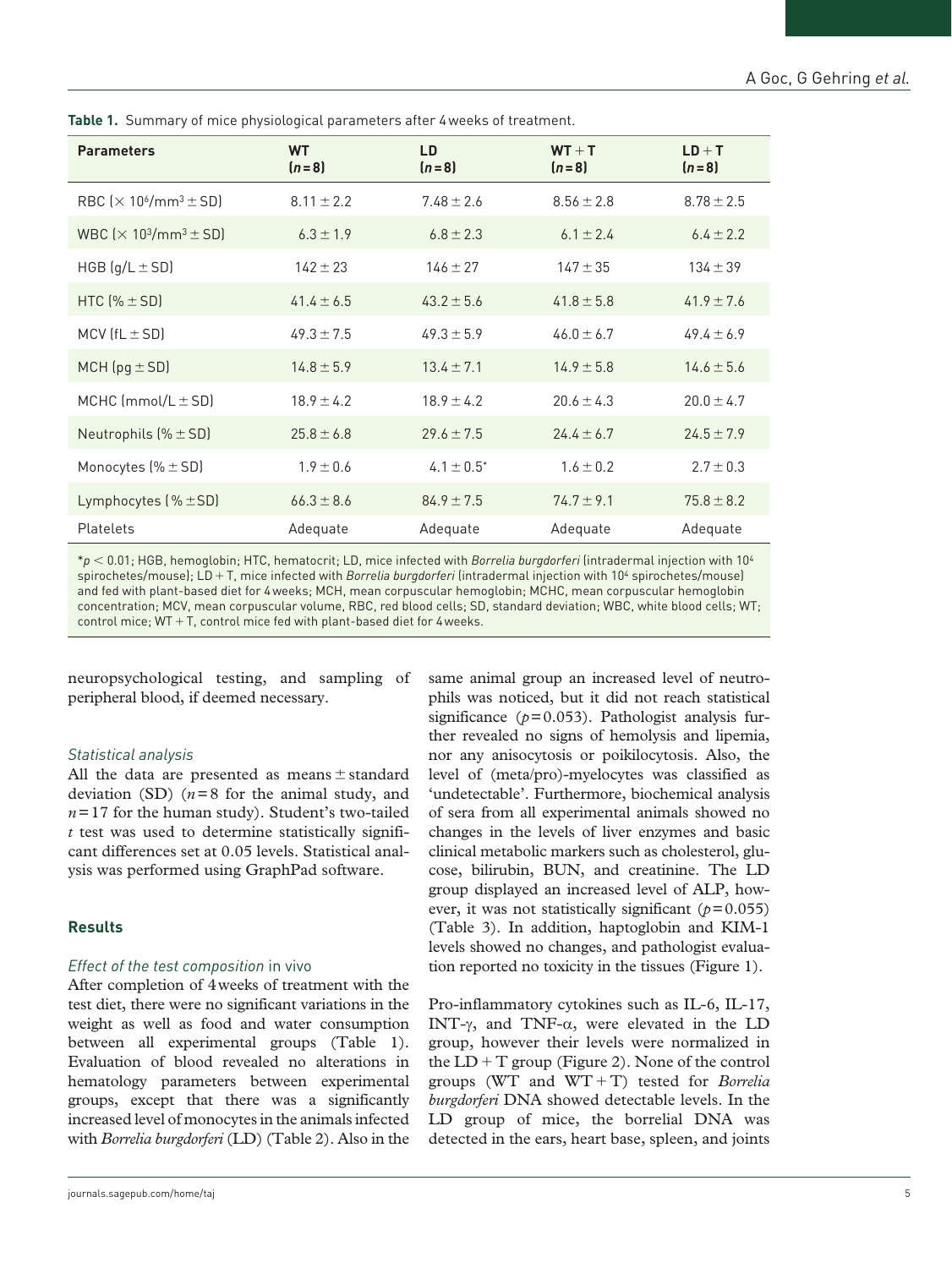**Table 1.** Summary of mice physiological parameters after 4 weeks of treatment.

| Parameters | WT (n = 8) | LD (n = 8) | WT + T (n = 8) | LD + T (n = 8) |
|---|---|---|---|---|
| RBC ($\times 10^6$/mm$^3$ ± SD) | 8.11 ± 2.2 | 7.48 ± 2.6 | 8.56 ± 2.8 | 8.78 ± 2.5 |
| WBC ($\times 10^3$/mm$^3$ ± SD) | 6.3 ± 1.9 | 6.8 ± 2.3 | 6.1 ± 2.4 | 6.4 ± 2.2 |
| HGB (g/L ± SD) | 142 ± 23 | 146 ± 27 | 147 ± 35 | 134 ± 39 |
| HTC (% ± SD) | 41.4 ± 6.5 | 43.2 ± 5.6 | 41.8 ± 5.8 | 41.9 ± 7.6 |
| MCV (fL ± SD) | 49.3 ± 7.5 | 49.3 ± 5.9 | 46.0 ± 6.7 | 49.4 ± 6.9 |
| MCH (pg ± SD) | 14.8 ± 5.9 | 13.4 ± 7.1 | 14.9 ± 5.8 | 14.6 ± 5.6 |
| MCHC (mmol/L ± SD) | 18.9 ± 4.2 | 18.9 ± 4.2 | 20.6 ± 4.3 | 20.0 ± 4.7 |
| Neutrophils (% ± SD) | 25.8 ± 6.8 | 29.6 ± 7.5 | 24.4 ± 6.7 | 24.5 ± 7.9 |
| Monocytes (% ± SD) | 1.9 ± 0.6 | 4.1 ± 0.5* | 1.6 ± 0.2 | 2.7 ± 0.3 |
| Lymphocytes (% ± SD) | 66.3 ± 8.6 | 84.9 ± 7.5 | 74.7 ± 9.1 | 75.8 ± 8.2 |
| Platelets | Adequate | Adequate | Adequate | Adequate |

*$p < 0.01$; HGB, hemoglobin; HTC, hematocrit; LD, mice infected with *Borrelia burgdorferi* (intradermal injection with $10^4$ spirochetes/mouse); LD + T, mice infected with *Borrelia burgdorferi* (intradermal injection with $10^4$ spirochetes/mouse) and fed with plant-based diet for 4 weeks; MCH, mean corpuscular hemoglobin; MCHC, mean corpuscular hemoglobin concentration; MCV, mean corpuscular volume, RBC, red blood cells; SD, standard deviation; WBC, white blood cells; WT; control mice; WT + T, control mice fed with plant-based diet for 4 weeks.

neuropsychological testing, and sampling of peripheral blood, if deemed necessary.

### *Statistical analysis*

All the data are presented as means ± standard deviation (SD) ($n = 8$ for the animal study, and $n = 17$ for the human study). Student's two-tailed $t$ test was used to determine statistically significant differences set at 0.05 levels. Statistical analysis was performed using GraphPad software.

## Results

### *Effect of the test composition* in vivo

After completion of 4 weeks of treatment with the test diet, there were no significant variations in the weight as well as food and water consumption between all experimental groups (Table 1). Evaluation of blood revealed no alterations in hematology parameters between experimental groups, except that there was a significantly increased level of monocytes in the animals infected with *Borrelia burgdorferi* (LD) (Table 2). Also in the same animal group an increased level of neutrophils was noticed, but it did not reach statistical significance ($p = 0.053$). Pathologist analysis further revealed no signs of hemolysis and lipemia, nor any anisocytosis or poikilocytosis. Also, the level of (meta/pro)-myelocytes was classified as 'undetectable'. Furthermore, biochemical analysis of sera from all experimental animals showed no changes in the levels of liver enzymes and basic clinical metabolic markers such as cholesterol, glucose, bilirubin, BUN, and creatinine. The LD group displayed an increased level of ALP, however, it was not statistically significant ($p = 0.055$) (Table 3). In addition, haptoglobin and KIM-1 levels showed no changes, and pathologist evaluation reported no toxicity in the tissues (Figure 1).

Pro-inflammatory cytokines such as IL-6, IL-17, INT-$\gamma$, and TNF-$\alpha$, were elevated in the LD group, however their levels were normalized in the LD + T group (Figure 2). None of the control groups (WT and WT + T) tested for *Borrelia burgdorferi* DNA showed detectable levels. In the LD group of mice, the borrelial DNA was detected in the ears, heart base, spleen, and joints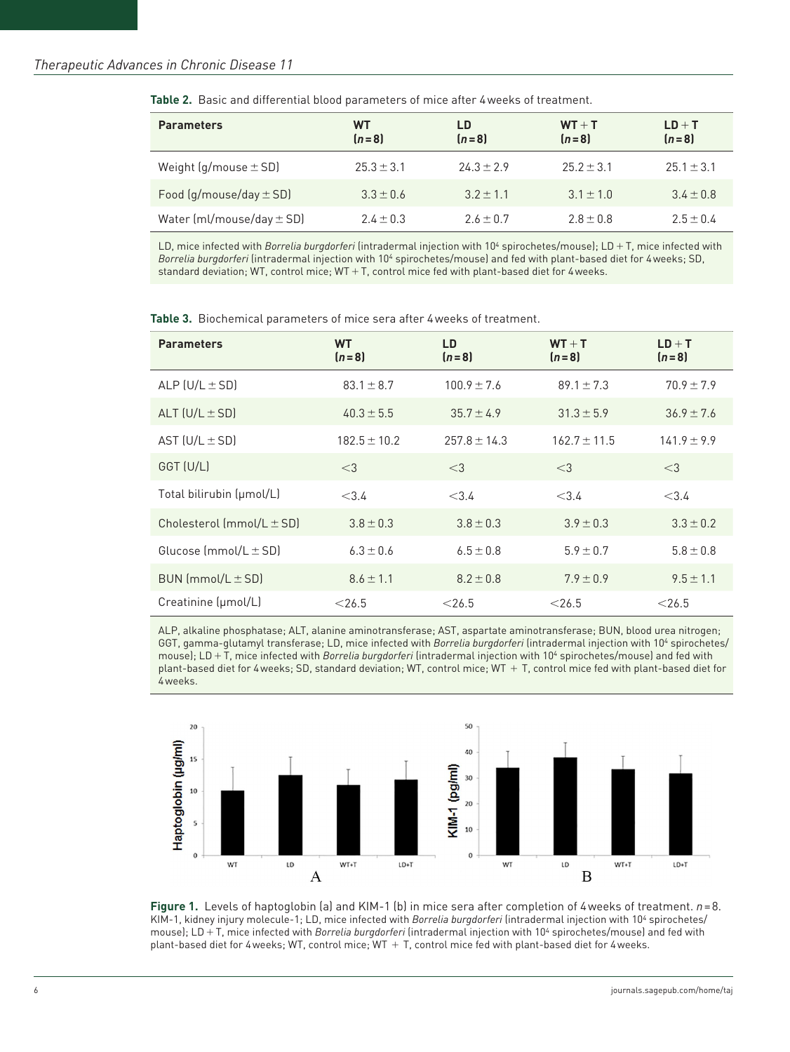**Table 2.** Basic and differential blood parameters of mice after 4 weeks of treatment.

| Parameters | WT ($n=8$) | LD ($n=8$) | WT + T ($n=8$) | LD + T ($n=8$) |
|---|---|---|---|---|
| Weight (g/mouse ± SD) | 25.3 ± 3.1 | 24.3 ± 2.9 | 25.2 ± 3.1 | 25.1 ± 3.1 |
| Food (g/mouse/day ± SD) | 3.3 ± 0.6 | 3.2 ± 1.1 | 3.1 ± 1.0 | 3.4 ± 0.8 |
| Water (ml/mouse/day ± SD) | 2.4 ± 0.3 | 2.6 ± 0.7 | 2.8 ± 0.8 | 2.5 ± 0.4 |

LD, mice infected with *Borrelia burgdorferi* (intradermal injection with $10^4$ spirochetes/mouse); LD + T, mice infected with *Borrelia burgdorferi* (intradermal injection with $10^4$ spirochetes/mouse) and fed with plant-based diet for 4 weeks; SD, standard deviation; WT, control mice; WT + T, control mice fed with plant-based diet for 4 weeks.

**Table 3.** Biochemical parameters of mice sera after 4 weeks of treatment.

| Parameters | WT ($n=8$) | LD ($n=8$) | WT + T ($n=8$) | LD + T ($n=8$) |
|---|---|---|---|---|
| ALP (U/L ± SD) | 83.1 ± 8.7 | 100.9 ± 7.6 | 89.1 ± 7.3 | 70.9 ± 7.9 |
| ALT (U/L ± SD) | 40.3 ± 5.5 | 35.7 ± 4.9 | 31.3 ± 5.9 | 36.9 ± 7.6 |
| AST (U/L ± SD) | 182.5 ± 10.2 | 257.8 ± 14.3 | 162.7 ± 11.5 | 141.9 ± 9.9 |
| GGT (U/L) | <3 | <3 | <3 | <3 |
| Total bilirubin (μmol/L) | <3.4 | <3.4 | <3.4 | <3.4 |
| Cholesterol (mmol/L ± SD) | 3.8 ± 0.3 | 3.8 ± 0.3 | 3.9 ± 0.3 | 3.3 ± 0.2 |
| Glucose (mmol/L ± SD) | 6.3 ± 0.6 | 6.5 ± 0.8 | 5.9 ± 0.7 | 5.8 ± 0.8 |
| BUN (mmol/L ± SD) | 8.6 ± 1.1 | 8.2 ± 0.8 | 7.9 ± 0.9 | 9.5 ± 1.1 |
| Creatinine (μmol/L) | <26.5 | <26.5 | <26.5 | <26.5 |

ALP, alkaline phosphatase; ALT, alanine aminotransferase; AST, aspartate aminotransferase; BUN, blood urea nitrogen; GGT, gamma-glutamyl transferase; LD, mice infected with *Borrelia burgdorferi* (intradermal injection with $10^4$ spirochetes/mouse); LD + T, mice infected with *Borrelia burgdorferi* (intradermal injection with $10^4$ spirochetes/mouse) and fed with plant-based diet for 4 weeks; SD, standard deviation; WT, control mice; WT + T, control mice fed with plant-based diet for 4 weeks.

**Figure 1.** Levels of haptoglobin (a) and KIM-1 (b) in mice sera after completion of 4 weeks of treatment. $n=8$. KIM-1, kidney injury molecule-1; LD, mice infected with *Borrelia burgdorferi* (intradermal injection with $10^4$ spirochetes/mouse); LD + T, mice infected with *Borrelia burgdorferi* (intradermal injection with $10^4$ spirochetes/mouse) and fed with plant-based diet for 4 weeks; WT, control mice; WT + T, control mice fed with plant-based diet for 4 weeks.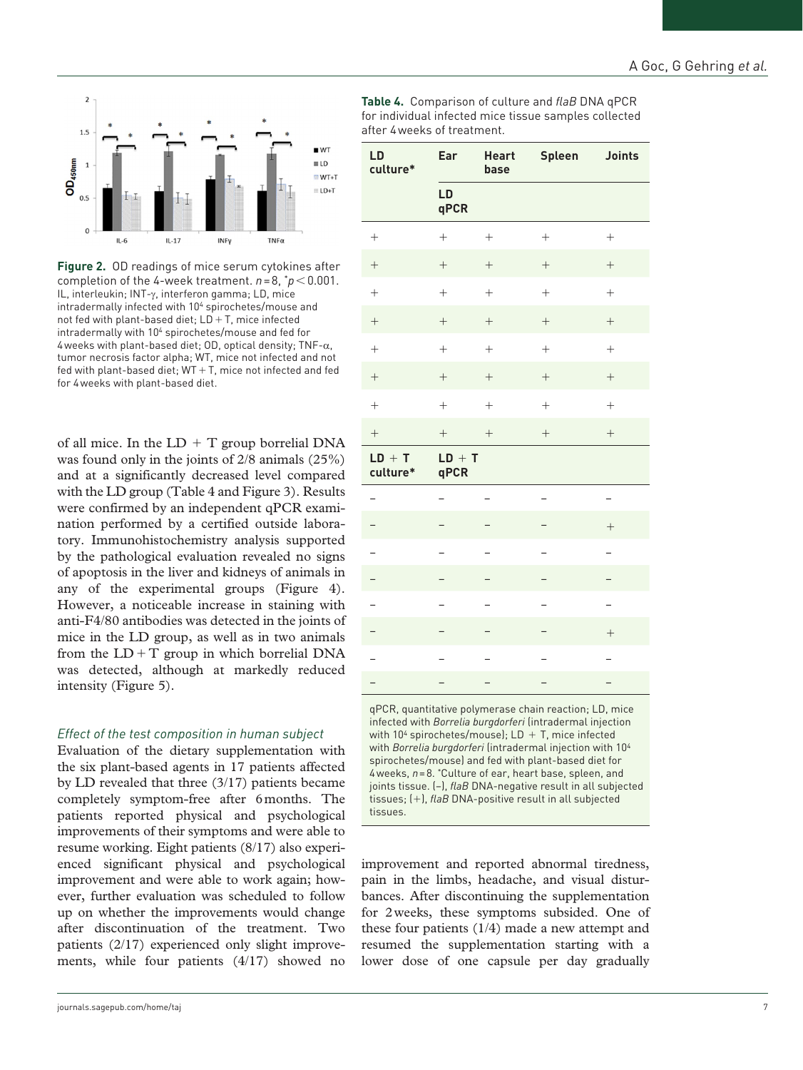**Figure 2.** OD readings of mice serum cytokines after completion of the 4-week treatment. $n = 8$, $^*p < 0.001$. IL, interleukin; INT-γ, interferon gamma; LD, mice intradermally infected with $10^4$ spirochetes/mouse and not fed with plant-based diet; LD + T, mice infected intradermally with $10^4$ spirochetes/mouse and fed for 4 weeks with plant-based diet; OD, optical density; TNF-α, tumor necrosis factor alpha; WT, mice not infected and not fed with plant-based diet; WT + T, mice not infected and fed for 4 weeks with plant-based diet.

of all mice. In the LD + T group borrelial DNA was found only in the joints of 2/8 animals (25%) and at a significantly decreased level compared with the LD group (Table 4 and Figure 3). Results were confirmed by an independent qPCR examination performed by a certified outside laboratory. Immunohistochemistry analysis supported by the pathological evaluation revealed no signs of apoptosis in the liver and kidneys of animals in any of the experimental groups (Figure 4). However, a noticeable increase in staining with anti-F4/80 antibodies was detected in the joints of mice in the LD group, as well as in two animals from the LD + T group in which borrelial DNA was detected, although at markedly reduced intensity (Figure 5).

*Effect of the test composition in human subject*

Evaluation of the dietary supplementation with the six plant-based agents in 17 patients affected by LD revealed that three (3/17) patients became completely symptom-free after 6 months. The patients reported physical and psychological improvements of their symptoms and were able to resume working. Eight patients (8/17) also experienced significant physical and psychological improvement and were able to work again; however, further evaluation was scheduled to follow up on whether the improvements would change after discontinuation of the treatment. Two patients (2/17) experienced only slight improvements, while four patients (4/17) showed no improvement and reported abnormal tiredness, pain in the limbs, headache, and visual disturbances. After discontinuing the supplementation for 2 weeks, these symptoms subsided. One of these four patients (1/4) made a new attempt and resumed the supplementation starting with a lower dose of one capsule per day gradually

**Table 4.** Comparison of culture and *flaB* DNA qPCR for individual infected mice tissue samples collected after 4 weeks of treatment.

| LD culture* | Ear | Heart base | Spleen | Joints |
|---|---|---|---|---|
| | **LD qPCR** | | | |
| + | + | + | + | + |
| + | + | + | + | + |
| + | + | + | + | + |
| + | + | + | + | + |
| + | + | + | + | + |
| + | + | + | + | + |
| + | + | + | + | + |
| + | + | + | + | + |
| **LD + T culture*** | **LD + T qPCR** | | | |
| – | – | – | – | – |
| – | – | – | – | + |
| – | – | – | – | – |
| – | – | – | – | – |
| – | – | – | – | – |
| – | – | – | – | + |
| – | – | – | – | – |
| – | – | – | – | – |

qPCR, quantitative polymerase chain reaction; LD, mice infected with *Borrelia burgdorferi* (intradermal injection with $10^4$ spirochetes/mouse); LD + T, mice infected with *Borrelia burgdorferi* (intradermal injection with $10^4$ spirochetes/mouse) and fed with plant-based diet for 4 weeks, $n = 8$. *Culture of ear, heart base, spleen, and joints tissue. (–), *flaB* DNA-negative result in all subjected tissues; (+), *flaB* DNA-positive result in all subjected tissues.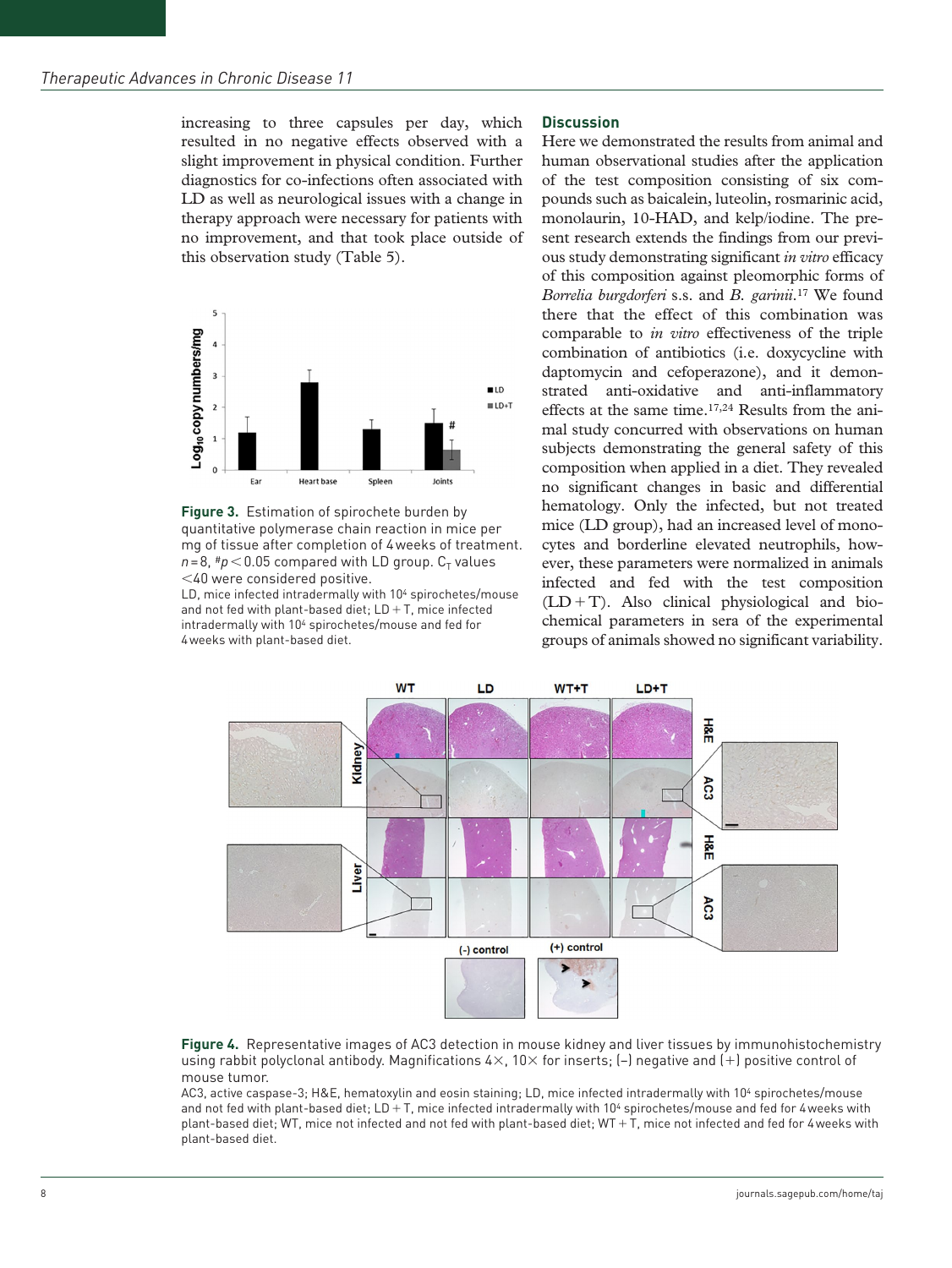increasing to three capsules per day, which resulted in no negative effects observed with a slight improvement in physical condition. Further diagnostics for co-infections often associated with LD as well as neurological issues with a change in therapy approach were necessary for patients with no improvement, and that took place outside of this observation study (Table 5).

**Figure 3.** Estimation of spirochete burden by quantitative polymerase chain reaction in mice per mg of tissue after completion of 4 weeks of treatment. $n = 8$, $^{\#}p < 0.05$ compared with LD group. $C_T$ values <40 were considered positive.

LD, mice infected intradermally with $10^4$ spirochetes/mouse and not fed with plant-based diet; LD + T, mice infected intradermally with $10^4$ spirochetes/mouse and fed for 4 weeks with plant-based diet.

## Discussion

Here we demonstrated the results from animal and human observational studies after the application of the test composition consisting of six compounds such as baicalein, luteolin, rosmarinic acid, monolaurin, 10-HAD, and kelp/iodine. The present research extends the findings from our previous study demonstrating significant *in vitro* efficacy of this composition against pleomorphic forms of *Borrelia burgdorferi* s.s. and *B. garinii*.[17] We found there that the effect of this combination was comparable to *in vitro* effectiveness of the triple combination of antibiotics (i.e. doxycycline with daptomycin and cefoperazone), and it demonstrated anti-oxidative and anti-inflammatory effects at the same time.[17,24] Results from the animal study concurred with observations on human subjects demonstrating the general safety of this composition when applied in a diet. They revealed no significant changes in basic and differential hematology. Only the infected, but not treated mice (LD group), had an increased level of monocytes and borderline elevated neutrophils, however, these parameters were normalized in animals infected and fed with the test composition (LD + T). Also clinical physiological and biochemical parameters in sera of the experimental groups of animals showed no significant variability.

**Figure 4.** Representative images of AC3 detection in mouse kidney and liver tissues by immunohistochemistry using rabbit polyclonal antibody. Magnifications 4×, 10× for inserts; (−) negative and (+) positive control of mouse tumor.

AC3, active caspase-3; H&E, hematoxylin and eosin staining; LD, mice infected intradermally with $10^4$ spirochetes/mouse and not fed with plant-based diet; LD + T, mice infected intradermally with $10^4$ spirochetes/mouse and fed for 4 weeks with plant-based diet; WT, mice not infected and not fed with plant-based diet; WT + T, mice not infected and fed for 4 weeks with plant-based diet.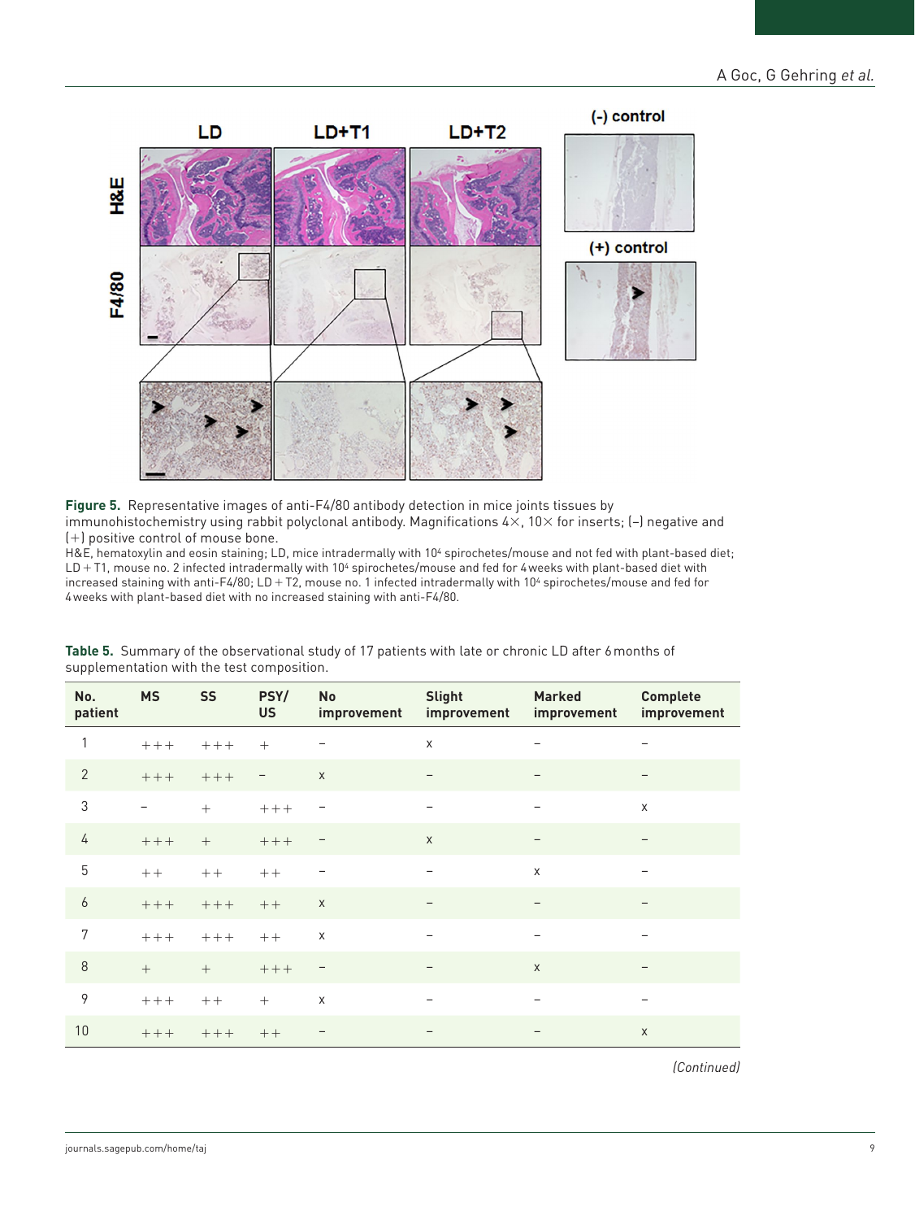**Figure 5.** Representative images of anti-F4/80 antibody detection in mice joints tissues by immunohistochemistry using rabbit polyclonal antibody. Magnifications 4×, 10× for inserts; (–) negative and (+) positive control of mouse bone.

H&E, hematoxylin and eosin staining; LD, mice intradermally with $10^4$ spirochetes/mouse and not fed with plant-based diet; LD + T1, mouse no. 2 infected intradermally with $10^4$ spirochetes/mouse and fed for 4 weeks with plant-based diet with increased staining with anti-F4/80; LD + T2, mouse no. 1 infected intradermally with $10^4$ spirochetes/mouse and fed for 4 weeks with plant-based diet with no increased staining with anti-F4/80.

**Table 5.** Summary of the observational study of 17 patients with late or chronic LD after 6 months of supplementation with the test composition.

| No. patient | MS | SS | PSY/ US | No improvement | Slight improvement | Marked improvement | Complete improvement |
|---|---|---|---|---|---|---|---|
| 1 | +++ | +++ | + | – | x | – | – |
| 2 | +++ | +++ | – | x | – | – | – |
| 3 | – | + | +++ | – | – | – | x |
| 4 | +++ | + | +++ | – | x | – | – |
| 5 | ++ | ++ | ++ | – | – | x | – |
| 6 | +++ | +++ | ++ | x | – | – | – |
| 7 | +++ | +++ | ++ | x | – | – | – |
| 8 | + | + | +++ | – | – | x | – |
| 9 | +++ | ++ | + | x | – | – | – |
| 10 | +++ | +++ | ++ | – | – | – | x |

*(Continued)*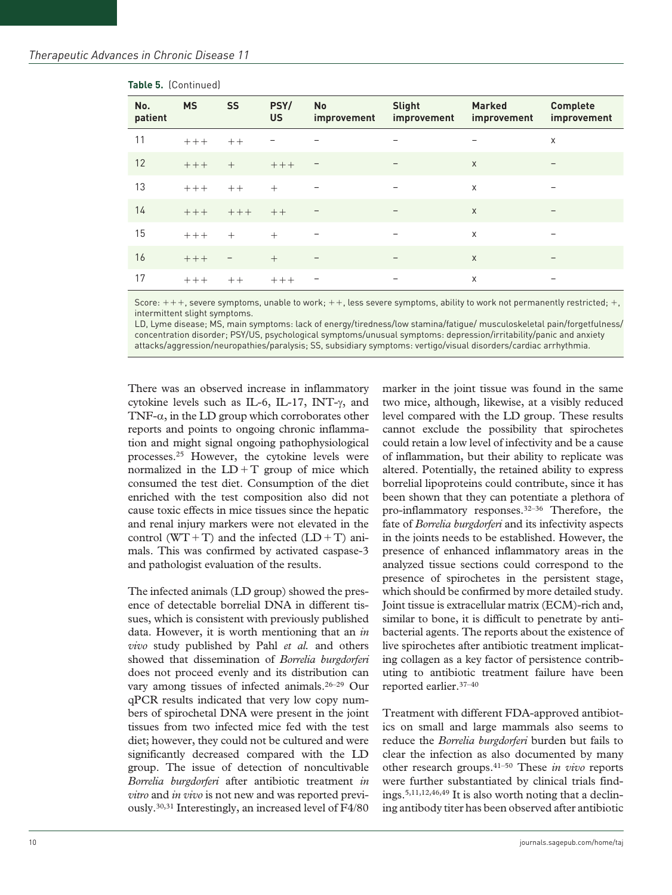**Table 5.** (Continued)

| No. patient | MS | SS | PSY/ US | No improvement | Slight improvement | Marked improvement | Complete improvement |
|---|---|---|---|---|---|---|---|
| 11 | +++ | ++ | – | – | – | – | x |
| 12 | +++ | + | +++ | – | – | x | – |
| 13 | +++ | ++ | + | – | – | x | – |
| 14 | +++ | +++ | ++ | – | – | x | – |
| 15 | +++ | + | + | – | – | x | – |
| 16 | +++ | – | + | – | – | x | – |
| 17 | +++ | ++ | +++ | – | – | x | – |

Score: +++, severe symptoms, unable to work; ++, less severe symptoms, ability to work not permanently restricted; +, intermittent slight symptoms.

LD, Lyme disease; MS, main symptoms: lack of energy/tiredness/low stamina/fatigue/ musculoskeletal pain/forgetfulness/ concentration disorder; PSY/US, psychological symptoms/unusual symptoms: depression/irritability/panic and anxiety attacks/aggression/neuropathies/paralysis; SS, subsidiary symptoms: vertigo/visual disorders/cardiac arrhythmia.

There was an observed increase in inflammatory cytokine levels such as IL-6, IL-17, INT-$\gamma$, and TNF-$\alpha$, in the LD group which corroborates other reports and points to ongoing chronic inflammation and might signal ongoing pathophysiological processes.[25] However, the cytokine levels were normalized in the LD + T group of mice which consumed the test diet. Consumption of the diet enriched with the test composition also did not cause toxic effects in mice tissues since the hepatic and renal injury markers were not elevated in the control (WT + T) and the infected (LD + T) animals. This was confirmed by activated caspase-3 and pathologist evaluation of the results.

The infected animals (LD group) showed the presence of detectable borrelial DNA in different tissues, which is consistent with previously published data. However, it is worth mentioning that an *in vivo* study published by Pahl *et al.* and others showed that dissemination of *Borrelia burgdorferi* does not proceed evenly and its distribution can vary among tissues of infected animals.[26–29] Our qPCR results indicated that very low copy numbers of spirochetal DNA were present in the joint tissues from two infected mice fed with the test diet; however, they could not be cultured and were significantly decreased compared with the LD group. The issue of detection of noncultivable *Borrelia burgdorferi* after antibiotic treatment *in vitro* and *in vivo* is not new and was reported previously.[30,31] Interestingly, an increased level of F4/80 marker in the joint tissue was found in the same two mice, although, likewise, at a visibly reduced level compared with the LD group. These results cannot exclude the possibility that spirochetes could retain a low level of infectivity and be a cause of inflammation, but their ability to replicate was altered. Potentially, the retained ability to express borrelial lipoproteins could contribute, since it has been shown that they can potentiate a plethora of pro-inflammatory responses.[32–36] Therefore, the fate of *Borrelia burgdorferi* and its infectivity aspects in the joints needs to be established. However, the presence of enhanced inflammatory areas in the analyzed tissue sections could correspond to the presence of spirochetes in the persistent stage, which should be confirmed by more detailed study. Joint tissue is extracellular matrix (ECM)-rich and, similar to bone, it is difficult to penetrate by antibacterial agents. The reports about the existence of live spirochetes after antibiotic treatment implicating collagen as a key factor of persistence contributing to antibiotic treatment failure have been reported earlier.[37–40]

Treatment with different FDA-approved antibiotics on small and large mammals also seems to reduce the *Borrelia burgdorferi* burden but fails to clear the infection as also documented by many other research groups.[41–50] These *in vivo* reports were further substantiated by clinical trials findings.[5,11,12,46,49] It is also worth noting that a declining antibody titer has been observed after antibiotic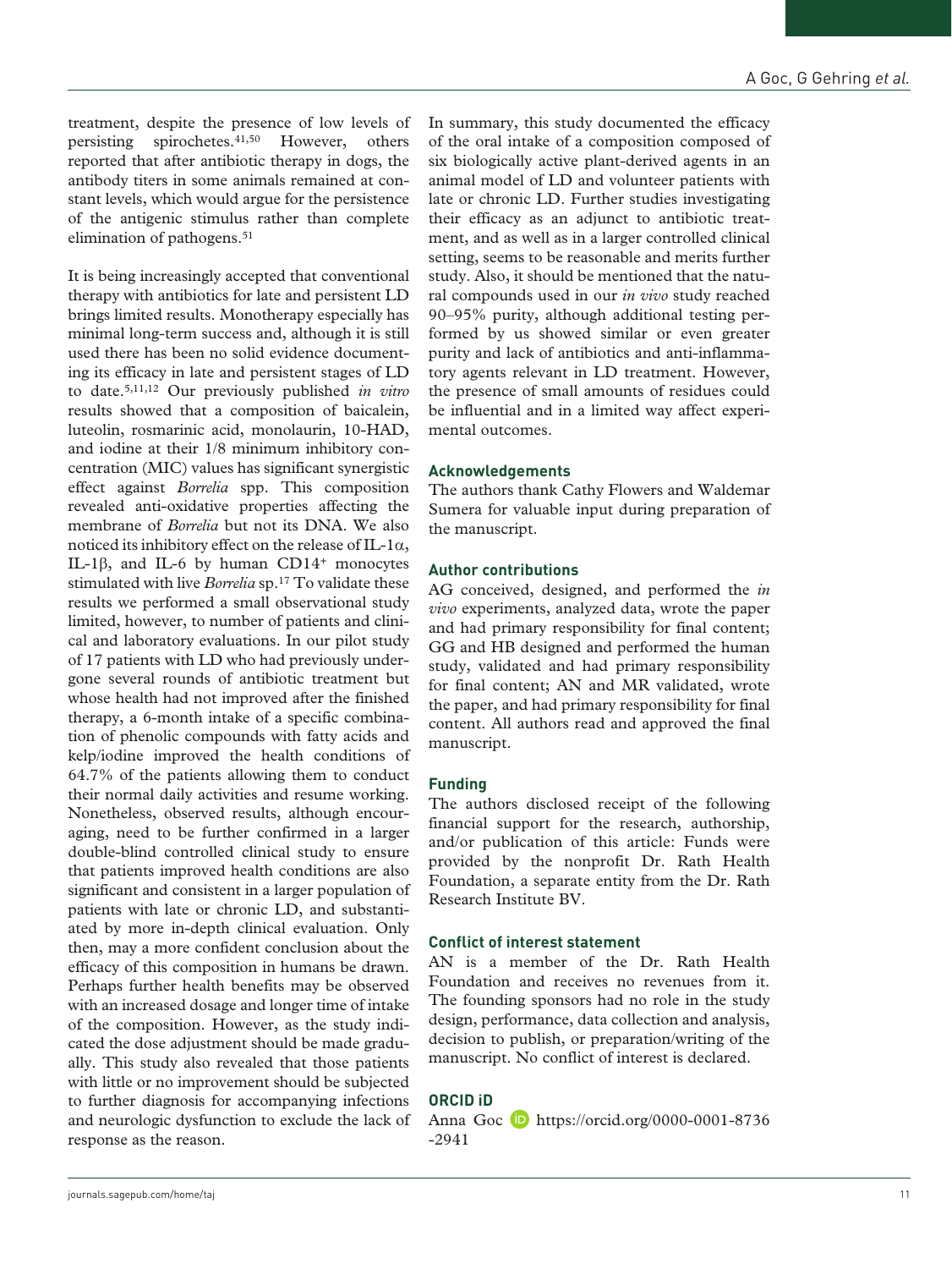treatment, despite the presence of low levels of persisting spirochetes.[41,50] However, others reported that after antibiotic therapy in dogs, the antibody titers in some animals remained at constant levels, which would argue for the persistence of the antigenic stimulus rather than complete elimination of pathogens.[51]

It is being increasingly accepted that conventional therapy with antibiotics for late and persistent LD brings limited results. Monotherapy especially has minimal long-term success and, although it is still used there has been no solid evidence documenting its efficacy in late and persistent stages of LD to date.[5,11,12] Our previously published *in vitro* results showed that a composition of baicalein, luteolin, rosmarinic acid, monolaurin, 10-HAD, and iodine at their 1/8 minimum inhibitory concentration (MIC) values has significant synergistic effect against *Borrelia* spp. This composition revealed anti-oxidative properties affecting the membrane of *Borrelia* but not its DNA. We also noticed its inhibitory effect on the release of IL-1α, IL-1β, and IL-6 by human $CD14^+$ monocytes stimulated with live *Borrelia* sp.[17] To validate these results we performed a small observational study limited, however, to number of patients and clinical and laboratory evaluations. In our pilot study of 17 patients with LD who had previously undergone several rounds of antibiotic treatment but whose health had not improved after the finished therapy, a 6-month intake of a specific combination of phenolic compounds with fatty acids and kelp/iodine improved the health conditions of 64.7% of the patients allowing them to conduct their normal daily activities and resume working. Nonetheless, observed results, although encouraging, need to be further confirmed in a larger double-blind controlled clinical study to ensure that patients improved health conditions are also significant and consistent in a larger population of patients with late or chronic LD, and substantiated by more in-depth clinical evaluation. Only then, may a more confident conclusion about the efficacy of this composition in humans be drawn. Perhaps further health benefits may be observed with an increased dosage and longer time of intake of the composition. However, as the study indicated the dose adjustment should be made gradually. This study also revealed that those patients with little or no improvement should be subjected to further diagnosis for accompanying infections and neurologic dysfunction to exclude the lack of response as the reason.

In summary, this study documented the efficacy of the oral intake of a composition composed of six biologically active plant-derived agents in an animal model of LD and volunteer patients with late or chronic LD. Further studies investigating their efficacy as an adjunct to antibiotic treatment, and as well as in a larger controlled clinical setting, seems to be reasonable and merits further study. Also, it should be mentioned that the natural compounds used in our *in vivo* study reached 90–95% purity, although additional testing performed by us showed similar or even greater purity and lack of antibiotics and anti-inflammatory agents relevant in LD treatment. However, the presence of small amounts of residues could be influential and in a limited way affect experimental outcomes.

## Acknowledgements

The authors thank Cathy Flowers and Waldemar Sumera for valuable input during preparation of the manuscript.

## Author contributions

AG conceived, designed, and performed the *in vivo* experiments, analyzed data, wrote the paper and had primary responsibility for final content; GG and HB designed and performed the human study, validated and had primary responsibility for final content; AN and MR validated, wrote the paper, and had primary responsibility for final content. All authors read and approved the final manuscript.

## Funding

The authors disclosed receipt of the following financial support for the research, authorship, and/or publication of this article: Funds were provided by the nonprofit Dr. Rath Health Foundation, a separate entity from the Dr. Rath Research Institute BV.

## Conflict of interest statement

AN is a member of the Dr. Rath Health Foundation and receives no revenues from it. The founding sponsors had no role in the study design, performance, data collection and analysis, decision to publish, or preparation/writing of the manuscript. No conflict of interest is declared.

## ORCID iD

Anna Goc https://orcid.org/0000-0001-8736-2941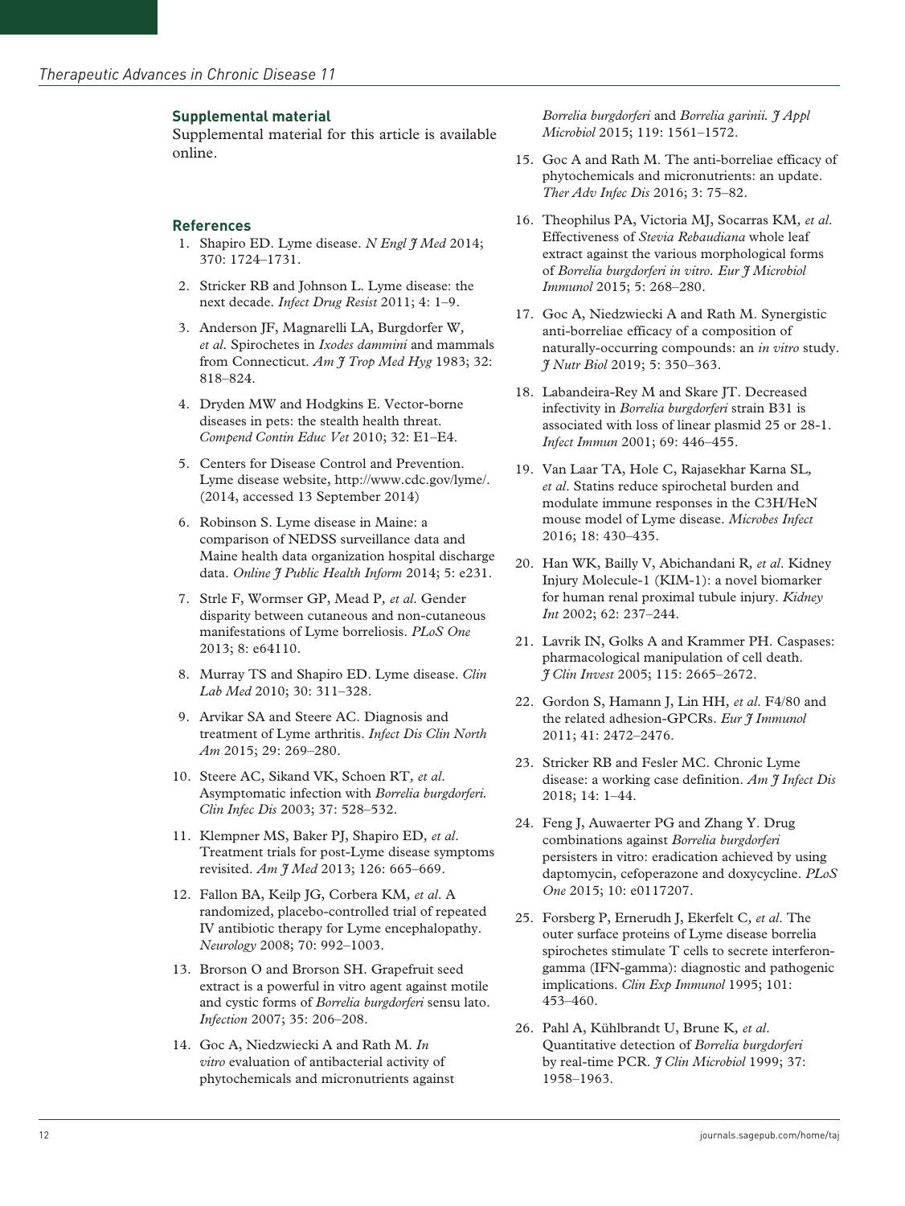## Supplemental material

Supplemental material for this article is available online.

## References

1. Shapiro ED. Lyme disease. *N Engl J Med* 2014; 370: 1724–1731.
2. Stricker RB and Johnson L. Lyme disease: the next decade. *Infect Drug Resist* 2011; 4: 1–9.
3. Anderson JF, Magnarelli LA, Burgdorfer W, *et al*. Spirochetes in *Ixodes dammini* and mammals from Connecticut. *Am J Trop Med Hyg* 1983; 32: 818–824.
4. Dryden MW and Hodgkins E. Vector-borne diseases in pets: the stealth health threat. *Compend Contin Educ Vet* 2010; 32: E1–E4.
5. Centers for Disease Control and Prevention. Lyme disease website, http://www.cdc.gov/lyme/. (2014, accessed 13 September 2014)
6. Robinson S. Lyme disease in Maine: a comparison of NEDSS surveillance data and Maine health data organization hospital discharge data. *Online J Public Health Inform* 2014; 5: e231.
7. Strle F, Wormser GP, Mead P, *et al*. Gender disparity between cutaneous and non-cutaneous manifestations of Lyme borreliosis. *PLoS One* 2013; 8: e64110.
8. Murray TS and Shapiro ED. Lyme disease. *Clin Lab Med* 2010; 30: 311–328.
9. Arvikar SA and Steere AC. Diagnosis and treatment of Lyme arthritis. *Infect Dis Clin North Am* 2015; 29: 269–280.
10. Steere AC, Sikand VK, Schoen RT, *et al*. Asymptomatic infection with *Borrelia burgdorferi*. *Clin Infec Dis* 2003; 37: 528–532.
11. Klempner MS, Baker PJ, Shapiro ED, *et al*. Treatment trials for post-Lyme disease symptoms revisited. *Am J Med* 2013; 126: 665–669.
12. Fallon BA, Keilp JG, Corbera KM, *et al*. A randomized, placebo-controlled trial of repeated IV antibiotic therapy for Lyme encephalopathy. *Neurology* 2008; 70: 992–1003.
13. Brorson O and Brorson SH. Grapefruit seed extract is a powerful in vitro agent against motile and cystic forms of *Borrelia burgdorferi* sensu lato. *Infection* 2007; 35: 206–208.
14. Goc A, Niedzwiecki A and Rath M. *In vitro* evaluation of antibacterial activity of phytochemicals and micronutrients against *Borrelia burgdorferi* and *Borrelia garinii*. *J Appl Microbiol* 2015; 119: 1561–1572.
15. Goc A and Rath M. The anti-borreliae efficacy of phytochemicals and micronutrients: an update. *Ther Adv Infec Dis* 2016; 3: 75–82.
16. Theophilus PA, Victoria MJ, Socarras KM, *et al*. Effectiveness of *Stevia Rebaudiana* whole leaf extract against the various morphological forms of *Borrelia burgdorferi in vitro*. *Eur J Microbiol Immunol* 2015; 5: 268–280.
17. Goc A, Niedzwiecki A and Rath M. Synergistic anti-borreliae efficacy of a composition of naturally-occurring compounds: an *in vitro* study. *J Nutr Biol* 2019; 5: 350–363.
18. Labandeira-Rey M and Skare JT. Decreased infectivity in *Borrelia burgdorferi* strain B31 is associated with loss of linear plasmid 25 or 28-1. *Infect Immun* 2001; 69: 446–455.
19. Van Laar TA, Hole C, Rajasekhar Karna SL, *et al*. Statins reduce spirochetal burden and modulate immune responses in the C3H/HeN mouse model of Lyme disease. *Microbes Infect* 2016; 18: 430–435.
20. Han WK, Bailly V, Abichandani R, *et al*. Kidney Injury Molecule-1 (KIM-1): a novel biomarker for human renal proximal tubule injury. *Kidney Int* 2002; 62: 237–244.
21. Lavrik IN, Golks A and Krammer PH. Caspases: pharmacological manipulation of cell death. *J Clin Invest* 2005; 115: 2665–2672.
22. Gordon S, Hamann J, Lin HH, *et al*. F4/80 and the related adhesion-GPCRs. *Eur J Immunol* 2011; 41: 2472–2476.
23. Stricker RB and Fesler MC. Chronic Lyme disease: a working case definition. *Am J Infect Dis* 2018; 14: 1–44.
24. Feng J, Auwaerter PG and Zhang Y. Drug combinations against *Borrelia burgdorferi* persisters in vitro: eradication achieved by using daptomycin, cefoperazone and doxycycline. *PLoS One* 2015; 10: e0117207.
25. Forsberg P, Ernerudh J, Ekerfelt C, *et al*. The outer surface proteins of Lyme disease borrelia spirochetes stimulate T cells to secrete interferon-gamma (IFN-gamma): diagnostic and pathogenic implications. *Clin Exp Immunol* 1995; 101: 453–460.
26. Pahl A, Kühlbrandt U, Brune K, *et al*. Quantitative detection of *Borrelia burgdorferi* by real-time PCR. *J Clin Microbiol* 1999; 37: 1958–1963.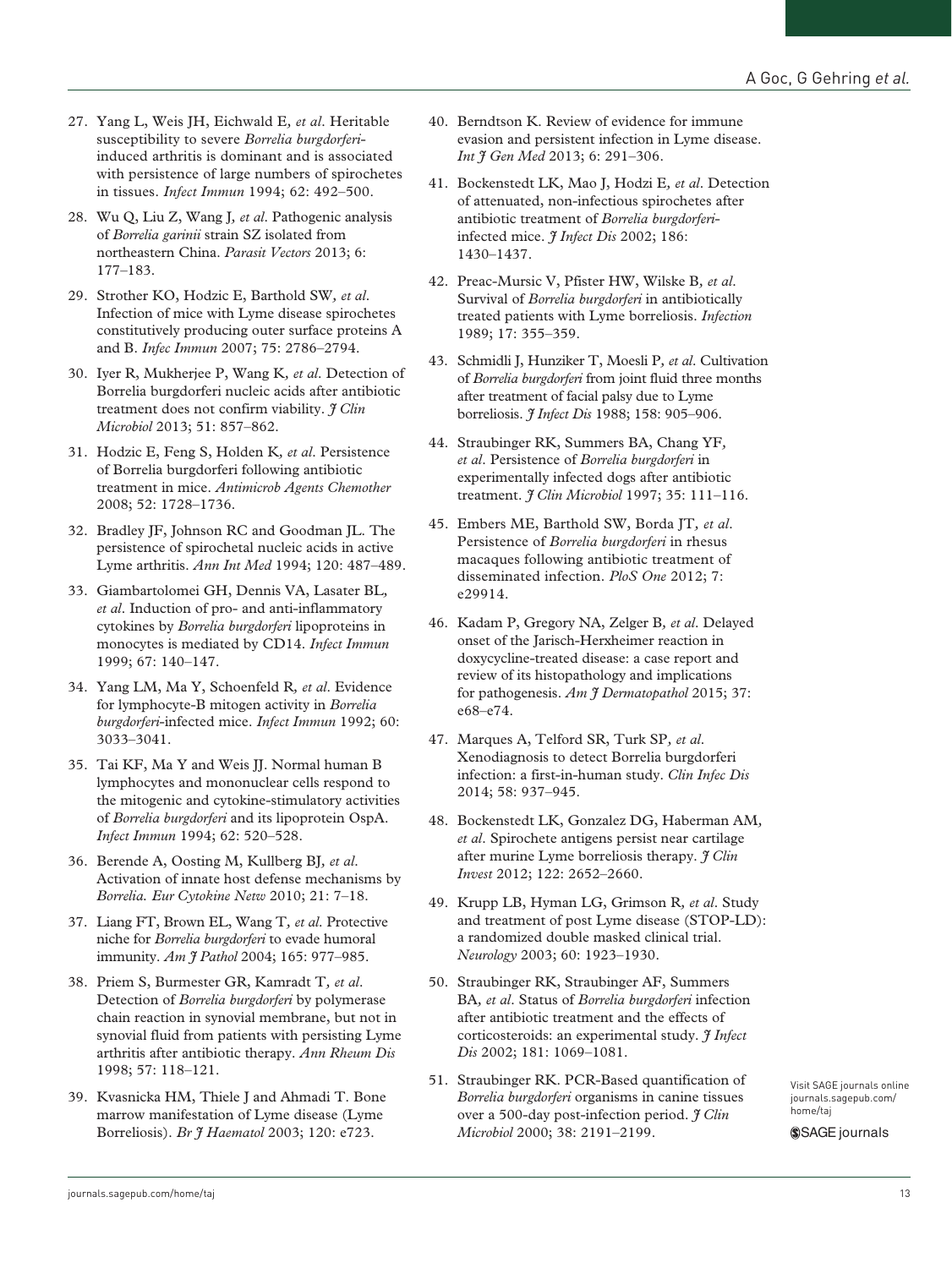27. Yang L, Weis JH, Eichwald E, *et al*. Heritable susceptibility to severe *Borrelia burgdorferi*-induced arthritis is dominant and is associated with persistence of large numbers of spirochetes in tissues. *Infect Immun* 1994; 62: 492–500.

28. Wu Q, Liu Z, Wang J, *et al*. Pathogenic analysis of *Borrelia garinii* strain SZ isolated from northeastern China. *Parasit Vectors* 2013; 6: 177–183.

29. Strother KO, Hodzic E, Barthold SW, *et al*. Infection of mice with Lyme disease spirochetes constitutively producing outer surface proteins A and B. *Infec Immun* 2007; 75: 2786–2794.

30. Iyer R, Mukherjee P, Wang K, *et al*. Detection of Borrelia burgdorferi nucleic acids after antibiotic treatment does not confirm viability. *J Clin Microbiol* 2013; 51: 857–862.

31. Hodzic E, Feng S, Holden K, *et al*. Persistence of Borrelia burgdorferi following antibiotic treatment in mice. *Antimicrob Agents Chemother* 2008; 52: 1728–1736.

32. Bradley JF, Johnson RC and Goodman JL. The persistence of spirochetal nucleic acids in active Lyme arthritis. *Ann Int Med* 1994; 120: 487–489.

33. Giambartolomei GH, Dennis VA, Lasater BL, *et al*. Induction of pro- and anti-inflammatory cytokines by *Borrelia burgdorferi* lipoproteins in monocytes is mediated by CD14. *Infect Immun* 1999; 67: 140–147.

34. Yang LM, Ma Y, Schoenfeld R, *et al*. Evidence for lymphocyte-B mitogen activity in *Borrelia burgdorferi*-infected mice. *Infect Immun* 1992; 60: 3033–3041.

35. Tai KF, Ma Y and Weis JJ. Normal human B lymphocytes and mononuclear cells respond to the mitogenic and cytokine-stimulatory activities of *Borrelia burgdorferi* and its lipoprotein OspA. *Infect Immun* 1994; 62: 520–528.

36. Berende A, Oosting M, Kullberg BJ, *et al*. Activation of innate host defense mechanisms by *Borrelia*. *Eur Cytokine Netw* 2010; 21: 7–18.

37. Liang FT, Brown EL, Wang T, *et al*. Protective niche for *Borrelia burgdorferi* to evade humoral immunity. *Am J Pathol* 2004; 165: 977–985.

38. Priem S, Burmester GR, Kamradt T, *et al*. Detection of *Borrelia burgdorferi* by polymerase chain reaction in synovial membrane, but not in synovial fluid from patients with persisting Lyme arthritis after antibiotic therapy. *Ann Rheum Dis* 1998; 57: 118–121.

39. Kvasnicka HM, Thiele J and Ahmadi T. Bone marrow manifestation of Lyme disease (Lyme Borreliosis). *Br J Haematol* 2003; 120: e723.

40. Berndtson K. Review of evidence for immune evasion and persistent infection in Lyme disease. *Int J Gen Med* 2013; 6: 291–306.

41. Bockenstedt LK, Mao J, Hodzi E, *et al*. Detection of attenuated, non-infectious spirochetes after antibiotic treatment of *Borrelia burgdorferi*-infected mice. *J Infect Dis* 2002; 186: 1430–1437.

42. Preac-Mursic V, Pfister HW, Wilske B, *et al*. Survival of *Borrelia burgdorferi* in antibiotically treated patients with Lyme borreliosis. *Infection* 1989; 17: 355–359.

43. Schmidli J, Hunziker T, Moesli P, *et al*. Cultivation of *Borrelia burgdorferi* from joint fluid three months after treatment of facial palsy due to Lyme borreliosis. *J Infect Dis* 1988; 158: 905–906.

44. Straubinger RK, Summers BA, Chang YF, *et al*. Persistence of *Borrelia burgdorferi* in experimentally infected dogs after antibiotic treatment. *J Clin Microbiol* 1997; 35: 111–116.

45. Embers ME, Barthold SW, Borda JT, *et al*. Persistence of *Borrelia burgdorferi* in rhesus macaques following antibiotic treatment of disseminated infection. *PloS One* 2012; 7: e29914.

46. Kadam P, Gregory NA, Zelger B, *et al*. Delayed onset of the Jarisch-Herxheimer reaction in doxycycline-treated disease: a case report and review of its histopathology and implications for pathogenesis. *Am J Dermatopathol* 2015; 37: e68–e74.

47. Marques A, Telford SR, Turk SP, *et al*. Xenodiagnosis to detect Borrelia burgdorferi infection: a first-in-human study. *Clin Infec Dis* 2014; 58: 937–945.

48. Bockenstedt LK, Gonzalez DG, Haberman AM, *et al*. Spirochete antigens persist near cartilage after murine Lyme borreliosis therapy. *J Clin Invest* 2012; 122: 2652–2660.

49. Krupp LB, Hyman LG, Grimson R, *et al*. Study and treatment of post Lyme disease (STOP-LD): a randomized double masked clinical trial. *Neurology* 2003; 60: 1923–1930.

50. Straubinger RK, Straubinger AF, Summers BA, *et al*. Status of *Borrelia burgdorferi* infection after antibiotic treatment and the effects of corticosteroids: an experimental study. *J Infect Dis* 2002; 181: 1069–1081.

51. Straubinger RK. PCR-Based quantification of *Borrelia burgdorferi* organisms in canine tissues over a 500-day post-infection period. *J Clin Microbiol* 2000; 38: 2191–2199.

Visit SAGE journals online journals.sagepub.com/home/taj

SAGE journals